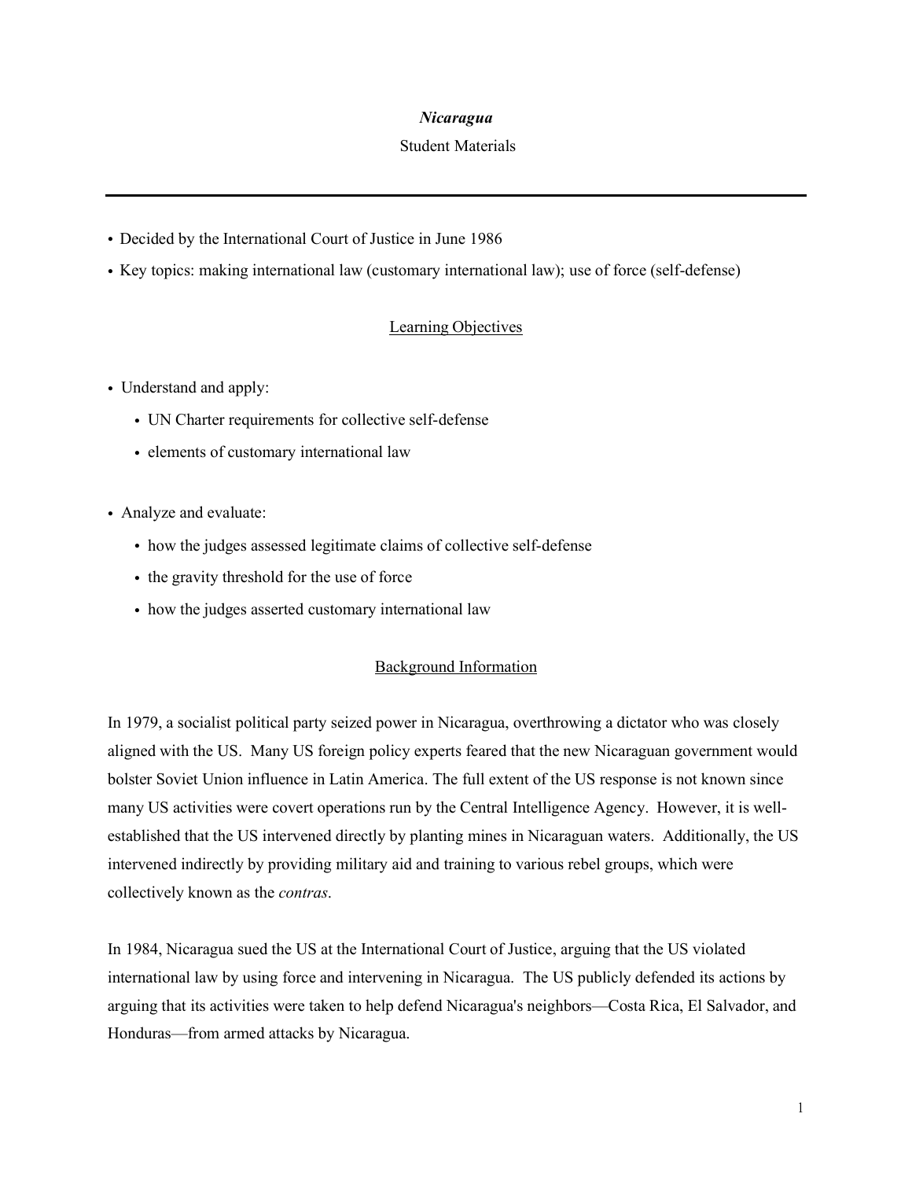# *Nicaragua*

Student Materials

---

- Decided by the International Court of Justice in June 1986
- Key topics: making international law (customary international law); use of force (self-defense)

## Learning Objectives

- Understand and apply:
  - UN Charter requirements for collective self-defense
  - elements of customary international law

- Analyze and evaluate:
  - how the judges assessed legitimate claims of collective self-defense
  - the gravity threshold for the use of force
  - how the judges asserted customary international law

## Background Information

In 1979, a socialist political party seized power in Nicaragua, overthrowing a dictator who was closely aligned with the US. Many US foreign policy experts feared that the new Nicaraguan government would bolster Soviet Union influence in Latin America. The full extent of the US response is not known since many US activities were covert operations run by the Central Intelligence Agency. However, it is well-established that the US intervened directly by planting mines in Nicaraguan waters. Additionally, the US intervened indirectly by providing military aid and training to various rebel groups, which were collectively known as the *contras*.

In 1984, Nicaragua sued the US at the International Court of Justice, arguing that the US violated international law by using force and intervening in Nicaragua. The US publicly defended its actions by arguing that its activities were taken to help defend Nicaragua's neighbors—Costa Rica, El Salvador, and Honduras—from armed attacks by Nicaragua.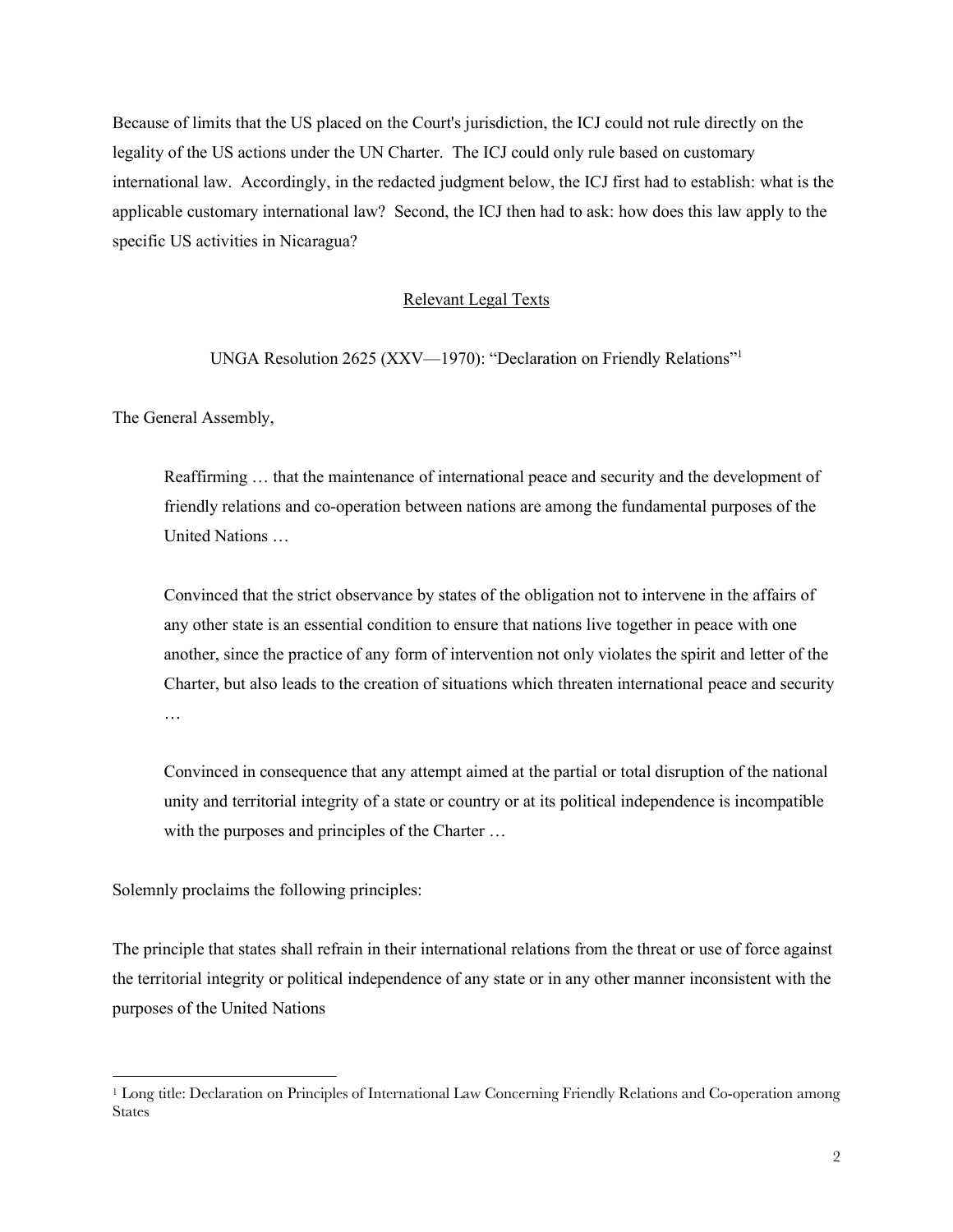Because of limits that the US placed on the Court's jurisdiction, the ICJ could not rule directly on the legality of the US actions under the UN Charter. The ICJ could only rule based on customary international law. Accordingly, in the redacted judgment below, the ICJ first had to establish: what is the applicable customary international law? Second, the ICJ then had to ask: how does this law apply to the specific US activities in Nicaragua?

## Relevant Legal Texts

UNGA Resolution 2625 (XXV—1970): "Declaration on Friendly Relations"[1]

The General Assembly,

> Reaffirming … that the maintenance of international peace and security and the development of friendly relations and co-operation between nations are among the fundamental purposes of the United Nations …
>
> Convinced that the strict observance by states of the obligation not to intervene in the affairs of any other state is an essential condition to ensure that nations live together in peace with one another, since the practice of any form of intervention not only violates the spirit and letter of the Charter, but also leads to the creation of situations which threaten international peace and security …
>
> Convinced in consequence that any attempt aimed at the partial or total disruption of the national unity and territorial integrity of a state or country or at its political independence is incompatible with the purposes and principles of the Charter …

Solemnly proclaims the following principles:

The principle that states shall refrain in their international relations from the threat or use of force against the territorial integrity or political independence of any state or in any other manner inconsistent with the purposes of the United Nations

---

[1] Long title: Declaration on Principles of International Law Concerning Friendly Relations and Co-operation among States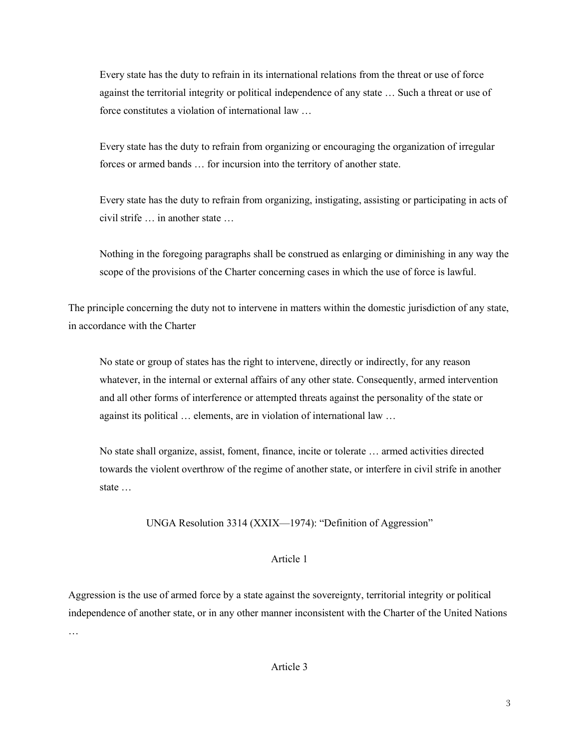> Every state has the duty to refrain in its international relations from the threat or use of force against the territorial integrity or political independence of any state … Such a threat or use of force constitutes a violation of international law …
>
> Every state has the duty to refrain from organizing or encouraging the organization of irregular forces or armed bands … for incursion into the territory of another state.
>
> Every state has the duty to refrain from organizing, instigating, assisting or participating in acts of civil strife … in another state …
>
> Nothing in the foregoing paragraphs shall be construed as enlarging or diminishing in any way the scope of the provisions of the Charter concerning cases in which the use of force is lawful.

The principle concerning the duty not to intervene in matters within the domestic jurisdiction of any state, in accordance with the Charter

> No state or group of states has the right to intervene, directly or indirectly, for any reason whatever, in the internal or external affairs of any other state. Consequently, armed intervention and all other forms of interference or attempted threats against the personality of the state or against its political … elements, are in violation of international law …
>
> No state shall organize, assist, foment, finance, incite or tolerate … armed activities directed towards the violent overthrow of the regime of another state, or interfere in civil strife in another state …

UNGA Resolution 3314 (XXIX—1974): "Definition of Aggression"

Article 1

Aggression is the use of armed force by a state against the sovereignty, territorial integrity or political independence of another state, or in any other manner inconsistent with the Charter of the United Nations …

Article 3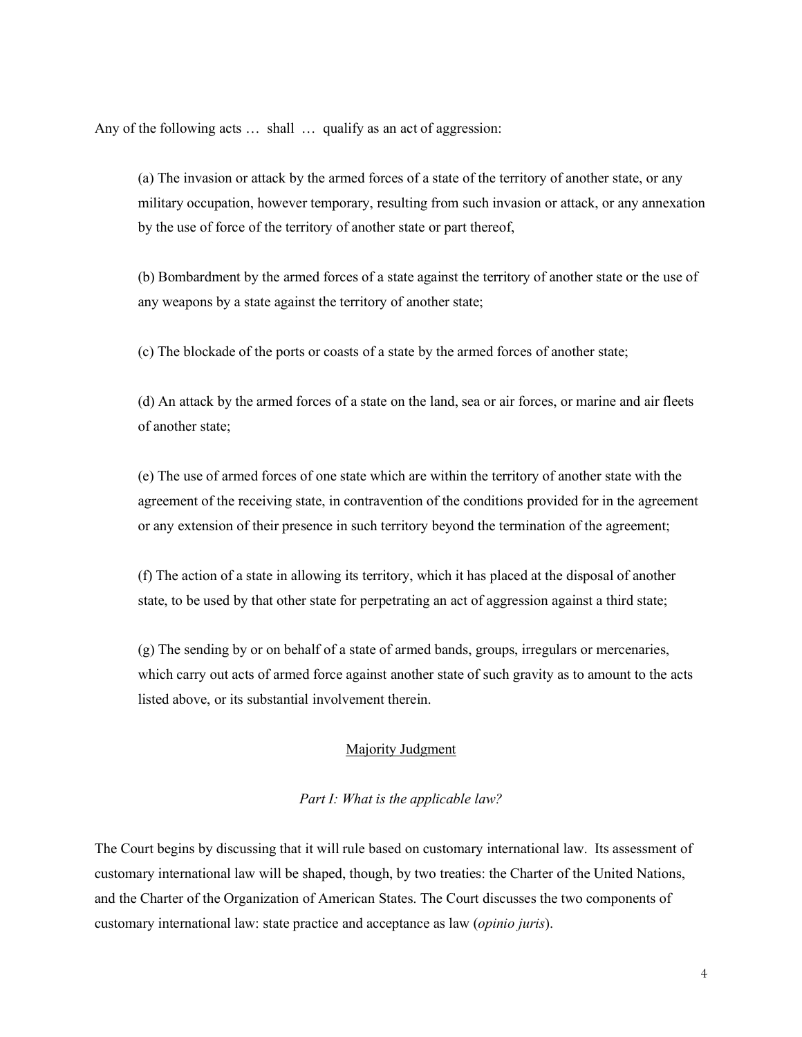Any of the following acts … shall … qualify as an act of aggression:

> (a) The invasion or attack by the armed forces of a state of the territory of another state, or any military occupation, however temporary, resulting from such invasion or attack, or any annexation by the use of force of the territory of another state or part thereof,
>
> (b) Bombardment by the armed forces of a state against the territory of another state or the use of any weapons by a state against the territory of another state;
>
> (c) The blockade of the ports or coasts of a state by the armed forces of another state;
>
> (d) An attack by the armed forces of a state on the land, sea or air forces, or marine and air fleets of another state;
>
> (e) The use of armed forces of one state which are within the territory of another state with the agreement of the receiving state, in contravention of the conditions provided for in the agreement or any extension of their presence in such territory beyond the termination of the agreement;
>
> (f) The action of a state in allowing its territory, which it has placed at the disposal of another state, to be used by that other state for perpetrating an act of aggression against a third state;
>
> (g) The sending by or on behalf of a state of armed bands, groups, irregulars or mercenaries, which carry out acts of armed force against another state of such gravity as to amount to the acts listed above, or its substantial involvement therein.

## Majority Judgment

### *Part I: What is the applicable law?*

The Court begins by discussing that it will rule based on customary international law. Its assessment of customary international law will be shaped, though, by two treaties: the Charter of the United Nations, and the Charter of the Organization of American States. The Court discusses the two components of customary international law: state practice and acceptance as law (*opinio juris*).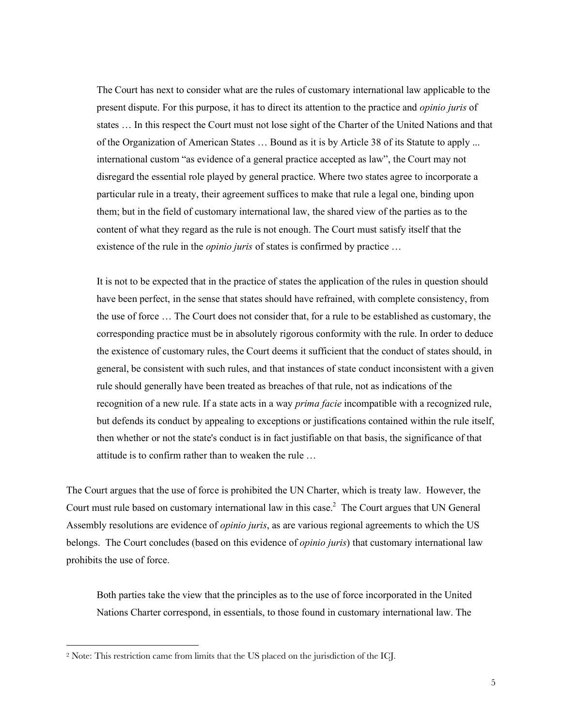> The Court has next to consider what are the rules of customary international law applicable to the present dispute. For this purpose, it has to direct its attention to the practice and *opinio juris* of states … In this respect the Court must not lose sight of the Charter of the United Nations and that of the Organization of American States … Bound as it is by Article 38 of its Statute to apply ... international custom "as evidence of a general practice accepted as law", the Court may not disregard the essential role played by general practice. Where two states agree to incorporate a particular rule in a treaty, their agreement suffices to make that rule a legal one, binding upon them; but in the field of customary international law, the shared view of the parties as to the content of what they regard as the rule is not enough. The Court must satisfy itself that the existence of the rule in the *opinio juris* of states is confirmed by practice …
>
> It is not to be expected that in the practice of states the application of the rules in question should have been perfect, in the sense that states should have refrained, with complete consistency, from the use of force … The Court does not consider that, for a rule to be established as customary, the corresponding practice must be in absolutely rigorous conformity with the rule. In order to deduce the existence of customary rules, the Court deems it sufficient that the conduct of states should, in general, be consistent with such rules, and that instances of state conduct inconsistent with a given rule should generally have been treated as breaches of that rule, not as indications of the recognition of a new rule. If a state acts in a way *prima facie* incompatible with a recognized rule, but defends its conduct by appealing to exceptions or justifications contained within the rule itself, then whether or not the state's conduct is in fact justifiable on that basis, the significance of that attitude is to confirm rather than to weaken the rule …

The Court argues that the use of force is prohibited the UN Charter, which is treaty law. However, the Court must rule based on customary international law in this case.[2] The Court argues that UN General Assembly resolutions are evidence of *opinio juris*, as are various regional agreements to which the US belongs. The Court concludes (based on this evidence of *opinio juris*) that customary international law prohibits the use of force.

> Both parties take the view that the principles as to the use of force incorporated in the United Nations Charter correspond, in essentials, to those found in customary international law. The

---

[2] Note: This restriction came from limits that the US placed on the jurisdiction of the ICJ.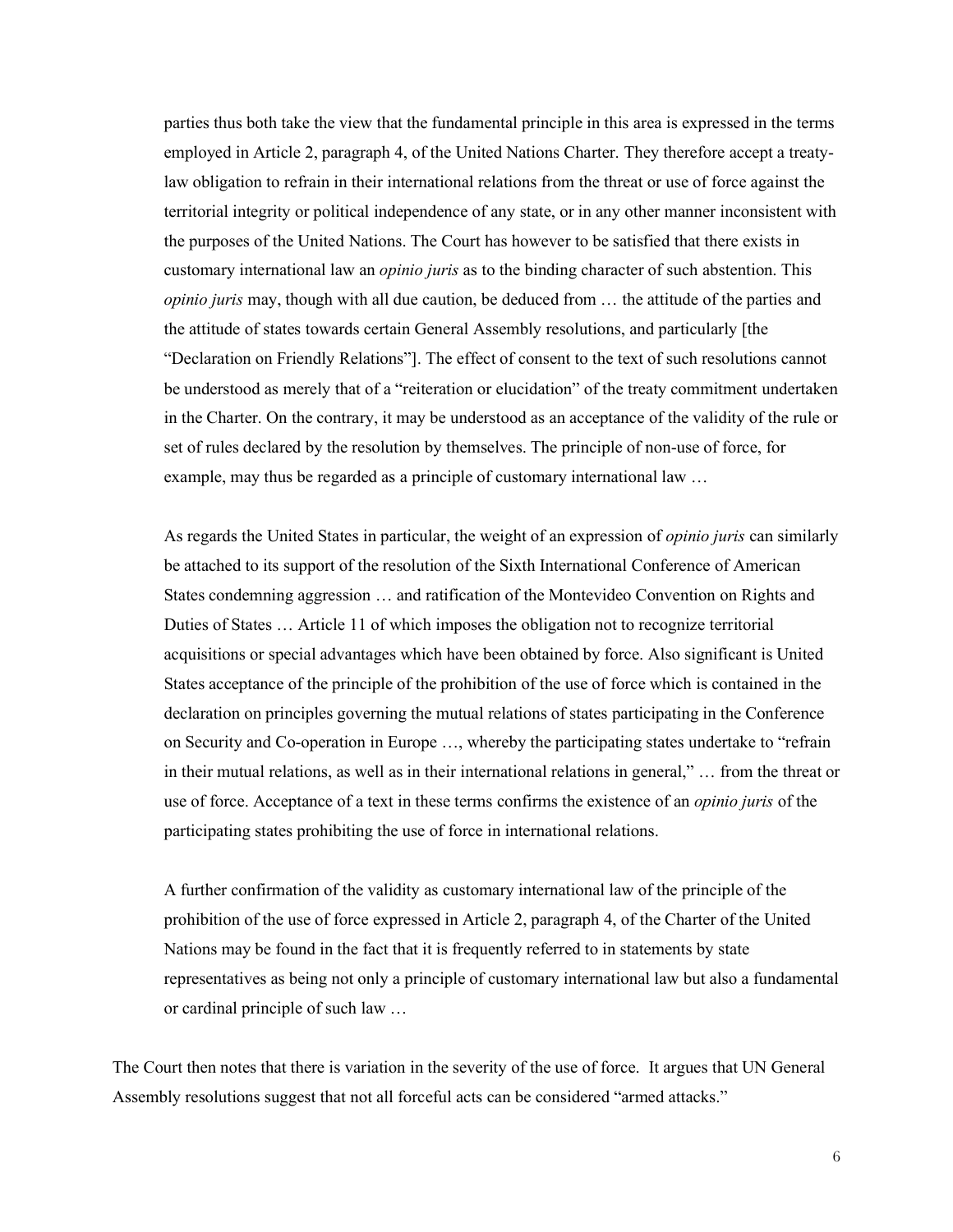> parties thus both take the view that the fundamental principle in this area is expressed in the terms employed in Article 2, paragraph 4, of the United Nations Charter. They therefore accept a treaty-law obligation to refrain in their international relations from the threat or use of force against the territorial integrity or political independence of any state, or in any other manner inconsistent with the purposes of the United Nations. The Court has however to be satisfied that there exists in customary international law an *opinio juris* as to the binding character of such abstention. This *opinio juris* may, though with all due caution, be deduced from … the attitude of the parties and the attitude of states towards certain General Assembly resolutions, and particularly [the "Declaration on Friendly Relations"]. The effect of consent to the text of such resolutions cannot be understood as merely that of a "reiteration or elucidation" of the treaty commitment undertaken in the Charter. On the contrary, it may be understood as an acceptance of the validity of the rule or set of rules declared by the resolution by themselves. The principle of non-use of force, for example, may thus be regarded as a principle of customary international law …
>
> As regards the United States in particular, the weight of an expression of *opinio juris* can similarly be attached to its support of the resolution of the Sixth International Conference of American States condemning aggression … and ratification of the Montevideo Convention on Rights and Duties of States … Article 11 of which imposes the obligation not to recognize territorial acquisitions or special advantages which have been obtained by force. Also significant is United States acceptance of the principle of the prohibition of the use of force which is contained in the declaration on principles governing the mutual relations of states participating in the Conference on Security and Co-operation in Europe …, whereby the participating states undertake to "refrain in their mutual relations, as well as in their international relations in general," … from the threat or use of force. Acceptance of a text in these terms confirms the existence of an *opinio juris* of the participating states prohibiting the use of force in international relations.
>
> A further confirmation of the validity as customary international law of the principle of the prohibition of the use of force expressed in Article 2, paragraph 4, of the Charter of the United Nations may be found in the fact that it is frequently referred to in statements by state representatives as being not only a principle of customary international law but also a fundamental or cardinal principle of such law …

The Court then notes that there is variation in the severity of the use of force. It argues that UN General Assembly resolutions suggest that not all forceful acts can be considered "armed attacks."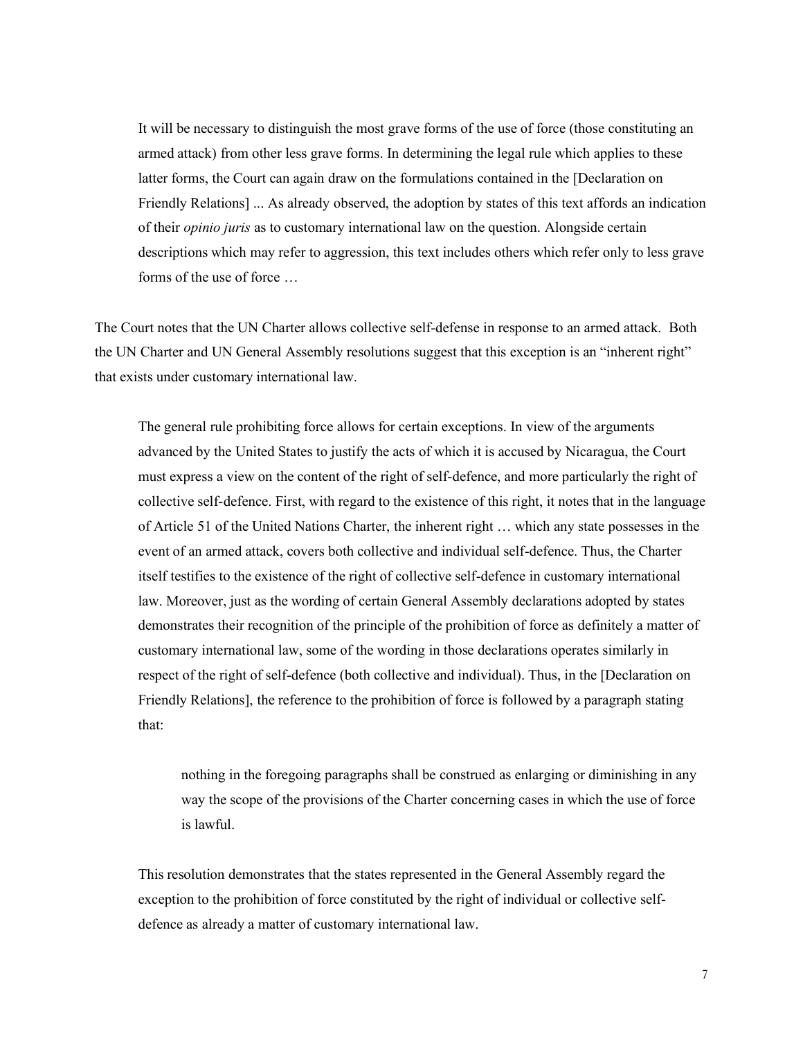> It will be necessary to distinguish the most grave forms of the use of force (those constituting an armed attack) from other less grave forms. In determining the legal rule which applies to these latter forms, the Court can again draw on the formulations contained in the [Declaration on Friendly Relations] ... As already observed, the adoption by states of this text affords an indication of their *opinio juris* as to customary international law on the question. Alongside certain descriptions which may refer to aggression, this text includes others which refer only to less grave forms of the use of force …

The Court notes that the UN Charter allows collective self-defense in response to an armed attack. Both the UN Charter and UN General Assembly resolutions suggest that this exception is an "inherent right" that exists under customary international law.

> The general rule prohibiting force allows for certain exceptions. In view of the arguments advanced by the United States to justify the acts of which it is accused by Nicaragua, the Court must express a view on the content of the right of self-defence, and more particularly the right of collective self-defence. First, with regard to the existence of this right, it notes that in the language of Article 51 of the United Nations Charter, the inherent right … which any state possesses in the event of an armed attack, covers both collective and individual self-defence. Thus, the Charter itself testifies to the existence of the right of collective self-defence in customary international law. Moreover, just as the wording of certain General Assembly declarations adopted by states demonstrates their recognition of the principle of the prohibition of force as definitely a matter of customary international law, some of the wording in those declarations operates similarly in respect of the right of self-defence (both collective and individual). Thus, in the [Declaration on Friendly Relations], the reference to the prohibition of force is followed by a paragraph stating that:
>
> > nothing in the foregoing paragraphs shall be construed as enlarging or diminishing in any way the scope of the provisions of the Charter concerning cases in which the use of force is lawful.
>
> This resolution demonstrates that the states represented in the General Assembly regard the exception to the prohibition of force constituted by the right of individual or collective self-defence as already a matter of customary international law.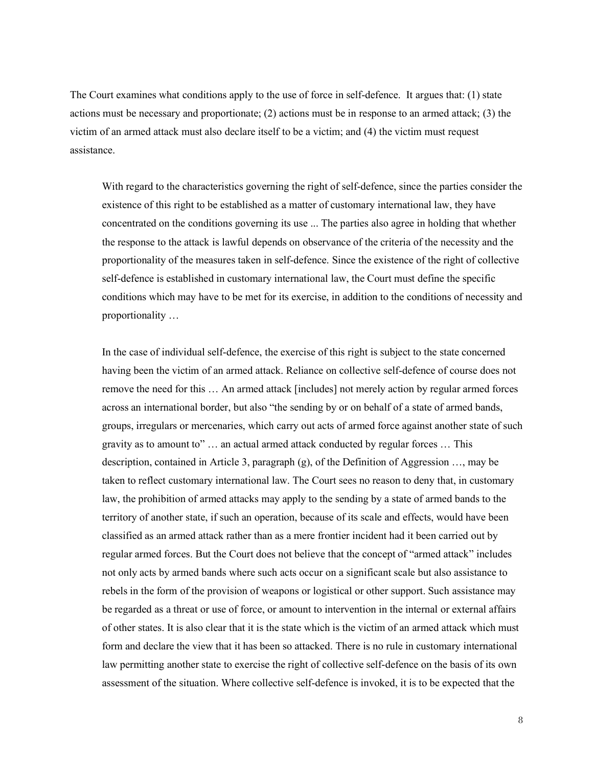The Court examines what conditions apply to the use of force in self-defence. It argues that: (1) state actions must be necessary and proportionate; (2) actions must be in response to an armed attack; (3) the victim of an armed attack must also declare itself to be a victim; and (4) the victim must request assistance.

> With regard to the characteristics governing the right of self-defence, since the parties consider the existence of this right to be established as a matter of customary international law, they have concentrated on the conditions governing its use ... The parties also agree in holding that whether the response to the attack is lawful depends on observance of the criteria of the necessity and the proportionality of the measures taken in self-defence. Since the existence of the right of collective self-defence is established in customary international law, the Court must define the specific conditions which may have to be met for its exercise, in addition to the conditions of necessity and proportionality …
>
> In the case of individual self-defence, the exercise of this right is subject to the state concerned having been the victim of an armed attack. Reliance on collective self-defence of course does not remove the need for this … An armed attack [includes] not merely action by regular armed forces across an international border, but also "the sending by or on behalf of a state of armed bands, groups, irregulars or mercenaries, which carry out acts of armed force against another state of such gravity as to amount to" … an actual armed attack conducted by regular forces … This description, contained in Article 3, paragraph (g), of the Definition of Aggression …, may be taken to reflect customary international law. The Court sees no reason to deny that, in customary law, the prohibition of armed attacks may apply to the sending by a state of armed bands to the territory of another state, if such an operation, because of its scale and effects, would have been classified as an armed attack rather than as a mere frontier incident had it been carried out by regular armed forces. But the Court does not believe that the concept of "armed attack" includes not only acts by armed bands where such acts occur on a significant scale but also assistance to rebels in the form of the provision of weapons or logistical or other support. Such assistance may be regarded as a threat or use of force, or amount to intervention in the internal or external affairs of other states. It is also clear that it is the state which is the victim of an armed attack which must form and declare the view that it has been so attacked. There is no rule in customary international law permitting another state to exercise the right of collective self-defence on the basis of its own assessment of the situation. Where collective self-defence is invoked, it is to be expected that the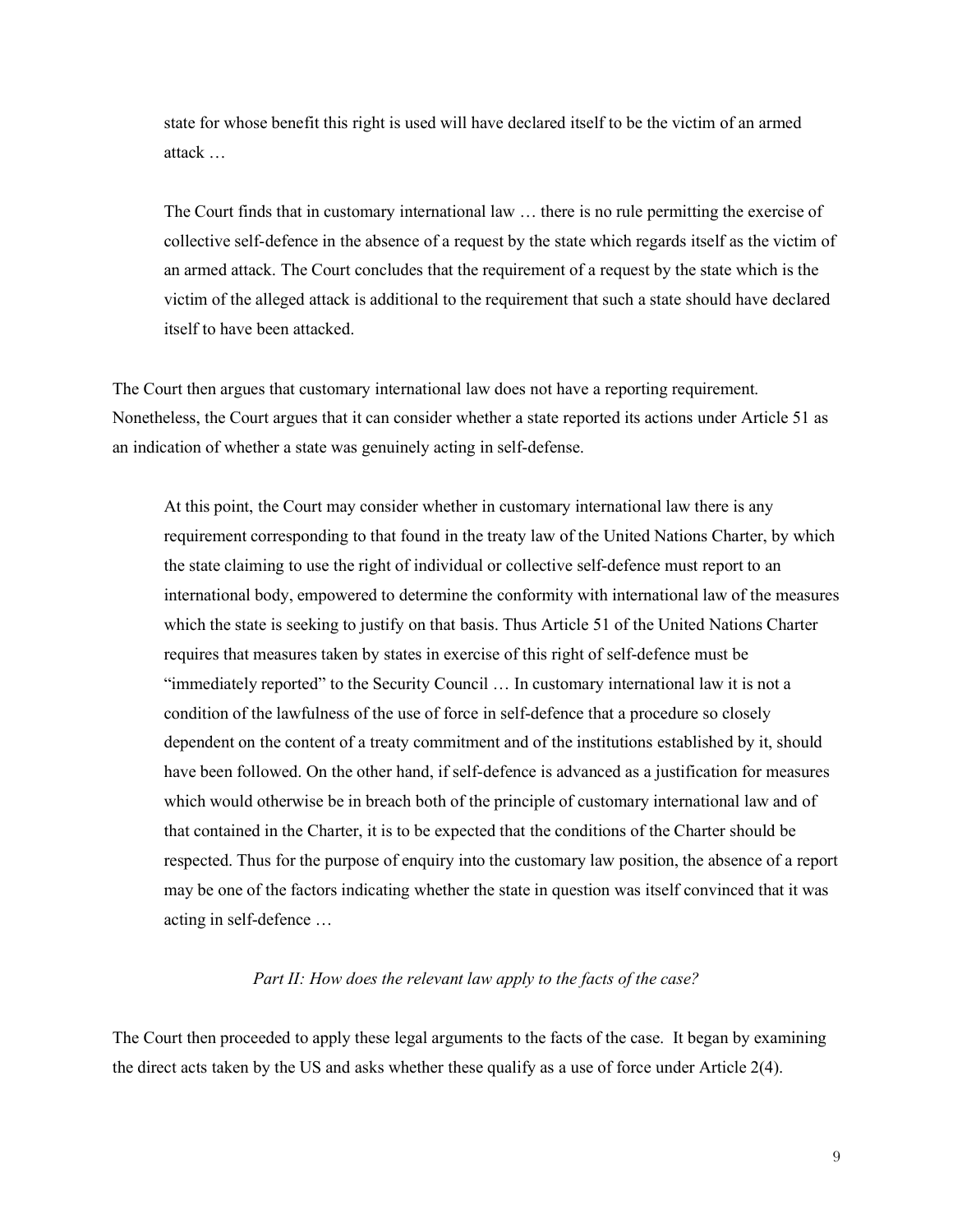> state for whose benefit this right is used will have declared itself to be the victim of an armed attack …
>
> The Court finds that in customary international law … there is no rule permitting the exercise of collective self-defence in the absence of a request by the state which regards itself as the victim of an armed attack. The Court concludes that the requirement of a request by the state which is the victim of the alleged attack is additional to the requirement that such a state should have declared itself to have been attacked.

The Court then argues that customary international law does not have a reporting requirement. Nonetheless, the Court argues that it can consider whether a state reported its actions under Article 51 as an indication of whether a state was genuinely acting in self-defense.

> At this point, the Court may consider whether in customary international law there is any requirement corresponding to that found in the treaty law of the United Nations Charter, by which the state claiming to use the right of individual or collective self-defence must report to an international body, empowered to determine the conformity with international law of the measures which the state is seeking to justify on that basis. Thus Article 51 of the United Nations Charter requires that measures taken by states in exercise of this right of self-defence must be "immediately reported" to the Security Council … In customary international law it is not a condition of the lawfulness of the use of force in self-defence that a procedure so closely dependent on the content of a treaty commitment and of the institutions established by it, should have been followed. On the other hand, if self-defence is advanced as a justification for measures which would otherwise be in breach both of the principle of customary international law and of that contained in the Charter, it is to be expected that the conditions of the Charter should be respected. Thus for the purpose of enquiry into the customary law position, the absence of a report may be one of the factors indicating whether the state in question was itself convinced that it was acting in self-defence …

*Part II: How does the relevant law apply to the facts of the case?*

The Court then proceeded to apply these legal arguments to the facts of the case. It began by examining the direct acts taken by the US and asks whether these qualify as a use of force under Article 2(4).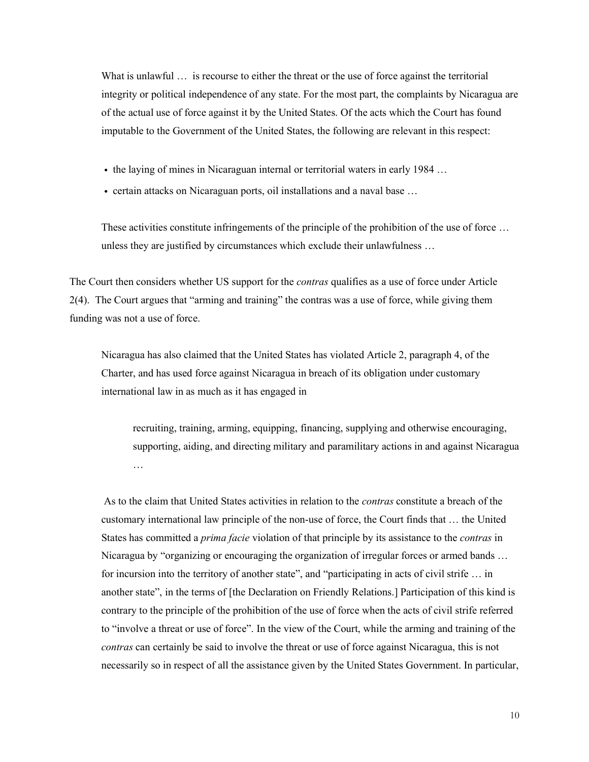> What is unlawful … is recourse to either the threat or the use of force against the territorial integrity or political independence of any state. For the most part, the complaints by Nicaragua are of the actual use of force against it by the United States. Of the acts which the Court has found imputable to the Government of the United States, the following are relevant in this respect:
>
> - the laying of mines in Nicaraguan internal or territorial waters in early 1984 …
> - certain attacks on Nicaraguan ports, oil installations and a naval base …
>
> These activities constitute infringements of the principle of the prohibition of the use of force … unless they are justified by circumstances which exclude their unlawfulness …

The Court then considers whether US support for the *contras* qualifies as a use of force under Article 2(4). The Court argues that "arming and training" the contras was a use of force, while giving them funding was not a use of force.

> Nicaragua has also claimed that the United States has violated Article 2, paragraph 4, of the Charter, and has used force against Nicaragua in breach of its obligation under customary international law in as much as it has engaged in
>
> > recruiting, training, arming, equipping, financing, supplying and otherwise encouraging, supporting, aiding, and directing military and paramilitary actions in and against Nicaragua …
>
> As to the claim that United States activities in relation to the *contras* constitute a breach of the customary international law principle of the non-use of force, the Court finds that … the United States has committed a *prima facie* violation of that principle by its assistance to the *contras* in Nicaragua by "organizing or encouraging the organization of irregular forces or armed bands … for incursion into the territory of another state", and "participating in acts of civil strife … in another state", in the terms of [the Declaration on Friendly Relations.] Participation of this kind is contrary to the principle of the prohibition of the use of force when the acts of civil strife referred to "involve a threat or use of force". In the view of the Court, while the arming and training of the *contras* can certainly be said to involve the threat or use of force against Nicaragua, this is not necessarily so in respect of all the assistance given by the United States Government. In particular,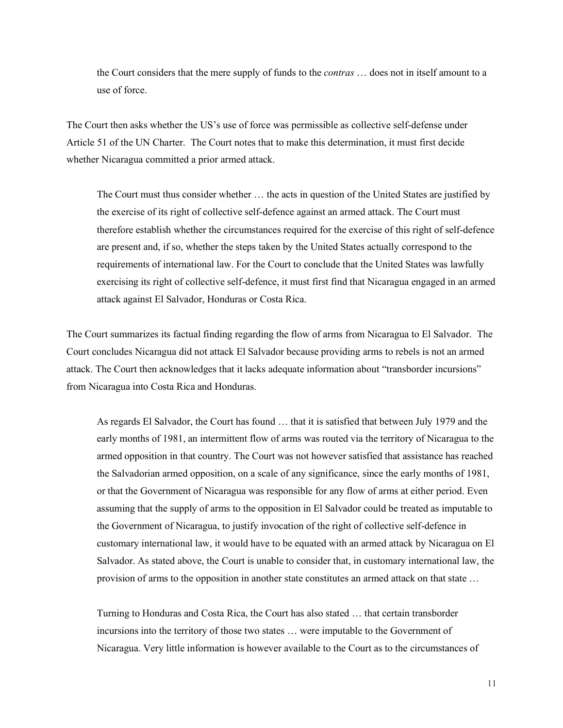> the Court considers that the mere supply of funds to the *contras* … does not in itself amount to a use of force.

The Court then asks whether the US's use of force was permissible as collective self-defense under Article 51 of the UN Charter. The Court notes that to make this determination, it must first decide whether Nicaragua committed a prior armed attack.

> The Court must thus consider whether … the acts in question of the United States are justified by the exercise of its right of collective self-defence against an armed attack. The Court must therefore establish whether the circumstances required for the exercise of this right of self-defence are present and, if so, whether the steps taken by the United States actually correspond to the requirements of international law. For the Court to conclude that the United States was lawfully exercising its right of collective self-defence, it must first find that Nicaragua engaged in an armed attack against El Salvador, Honduras or Costa Rica.

The Court summarizes its factual finding regarding the flow of arms from Nicaragua to El Salvador. The Court concludes Nicaragua did not attack El Salvador because providing arms to rebels is not an armed attack. The Court then acknowledges that it lacks adequate information about "transborder incursions" from Nicaragua into Costa Rica and Honduras.

> As regards El Salvador, the Court has found … that it is satisfied that between July 1979 and the early months of 1981, an intermittent flow of arms was routed via the territory of Nicaragua to the armed opposition in that country. The Court was not however satisfied that assistance has reached the Salvadorian armed opposition, on a scale of any significance, since the early months of 1981, or that the Government of Nicaragua was responsible for any flow of arms at either period. Even assuming that the supply of arms to the opposition in El Salvador could be treated as imputable to the Government of Nicaragua, to justify invocation of the right of collective self-defence in customary international law, it would have to be equated with an armed attack by Nicaragua on El Salvador. As stated above, the Court is unable to consider that, in customary international law, the provision of arms to the opposition in another state constitutes an armed attack on that state …
>
> Turning to Honduras and Costa Rica, the Court has also stated … that certain transborder incursions into the territory of those two states … were imputable to the Government of Nicaragua. Very little information is however available to the Court as to the circumstances of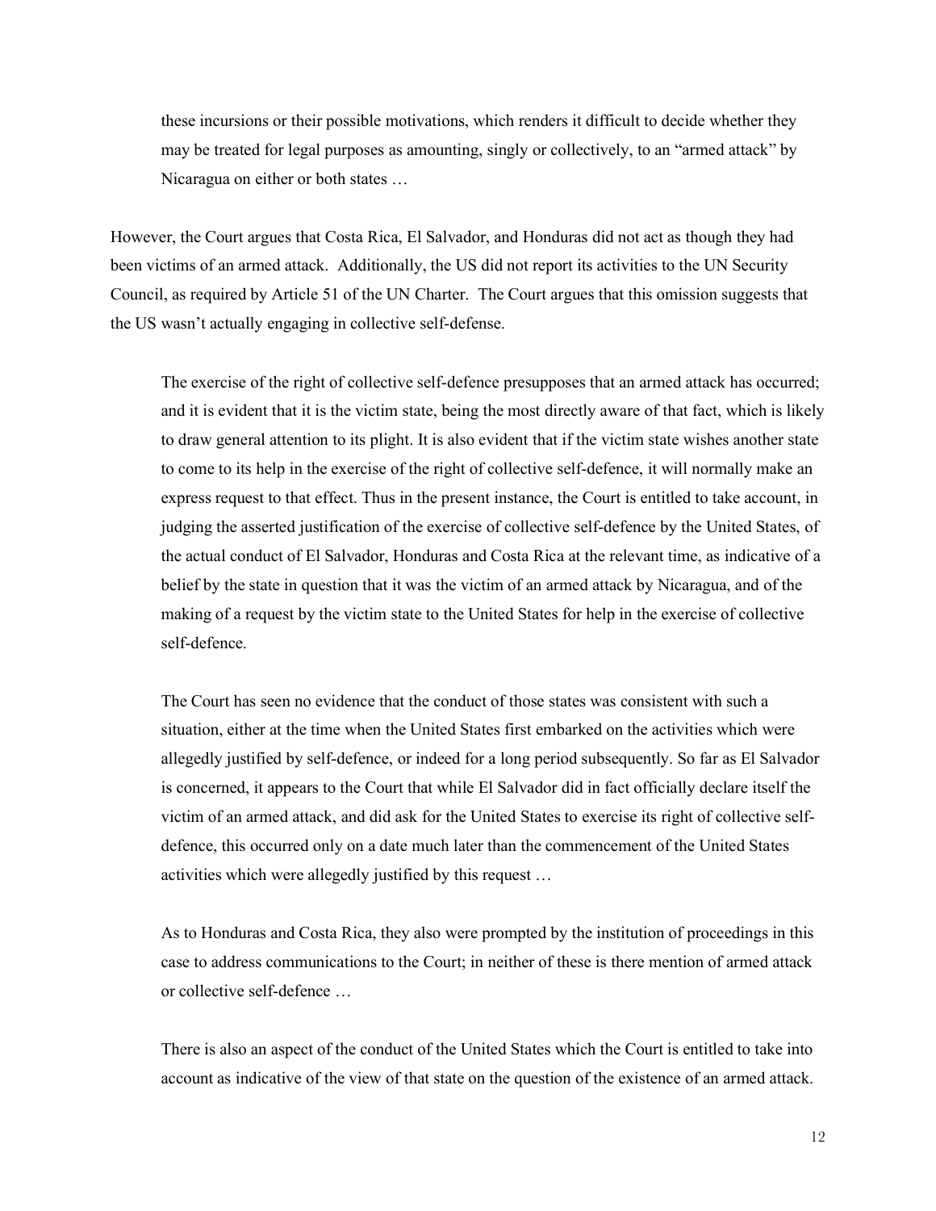> these incursions or their possible motivations, which renders it difficult to decide whether they may be treated for legal purposes as amounting, singly or collectively, to an "armed attack" by Nicaragua on either or both states …

However, the Court argues that Costa Rica, El Salvador, and Honduras did not act as though they had been victims of an armed attack. Additionally, the US did not report its activities to the UN Security Council, as required by Article 51 of the UN Charter. The Court argues that this omission suggests that the US wasn't actually engaging in collective self-defense.

> The exercise of the right of collective self-defence presupposes that an armed attack has occurred; and it is evident that it is the victim state, being the most directly aware of that fact, which is likely to draw general attention to its plight. It is also evident that if the victim state wishes another state to come to its help in the exercise of the right of collective self-defence, it will normally make an express request to that effect. Thus in the present instance, the Court is entitled to take account, in judging the asserted justification of the exercise of collective self-defence by the United States, of the actual conduct of El Salvador, Honduras and Costa Rica at the relevant time, as indicative of a belief by the state in question that it was the victim of an armed attack by Nicaragua, and of the making of a request by the victim state to the United States for help in the exercise of collective self-defence.
>
> The Court has seen no evidence that the conduct of those states was consistent with such a situation, either at the time when the United States first embarked on the activities which were allegedly justified by self-defence, or indeed for a long period subsequently. So far as El Salvador is concerned, it appears to the Court that while El Salvador did in fact officially declare itself the victim of an armed attack, and did ask for the United States to exercise its right of collective self-defence, this occurred only on a date much later than the commencement of the United States activities which were allegedly justified by this request …
>
> As to Honduras and Costa Rica, they also were prompted by the institution of proceedings in this case to address communications to the Court; in neither of these is there mention of armed attack or collective self-defence …
>
> There is also an aspect of the conduct of the United States which the Court is entitled to take into account as indicative of the view of that state on the question of the existence of an armed attack.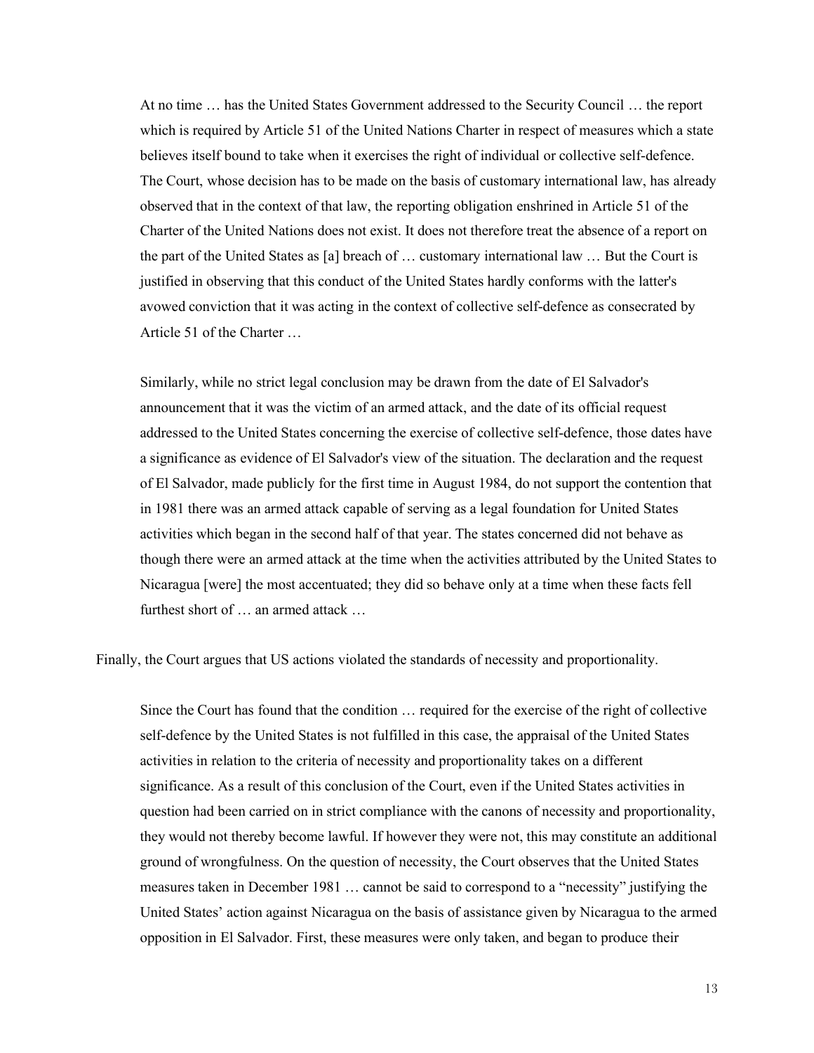> At no time … has the United States Government addressed to the Security Council … the report which is required by Article 51 of the United Nations Charter in respect of measures which a state believes itself bound to take when it exercises the right of individual or collective self-defence. The Court, whose decision has to be made on the basis of customary international law, has already observed that in the context of that law, the reporting obligation enshrined in Article 51 of the Charter of the United Nations does not exist. It does not therefore treat the absence of a report on the part of the United States as [a] breach of … customary international law … But the Court is justified in observing that this conduct of the United States hardly conforms with the latter's avowed conviction that it was acting in the context of collective self-defence as consecrated by Article 51 of the Charter …
>
> Similarly, while no strict legal conclusion may be drawn from the date of El Salvador's announcement that it was the victim of an armed attack, and the date of its official request addressed to the United States concerning the exercise of collective self-defence, those dates have a significance as evidence of El Salvador's view of the situation. The declaration and the request of El Salvador, made publicly for the first time in August 1984, do not support the contention that in 1981 there was an armed attack capable of serving as a legal foundation for United States activities which began in the second half of that year. The states concerned did not behave as though there were an armed attack at the time when the activities attributed by the United States to Nicaragua [were] the most accentuated; they did so behave only at a time when these facts fell furthest short of … an armed attack …

Finally, the Court argues that US actions violated the standards of necessity and proportionality.

> Since the Court has found that the condition … required for the exercise of the right of collective self-defence by the United States is not fulfilled in this case, the appraisal of the United States activities in relation to the criteria of necessity and proportionality takes on a different significance. As a result of this conclusion of the Court, even if the United States activities in question had been carried on in strict compliance with the canons of necessity and proportionality, they would not thereby become lawful. If however they were not, this may constitute an additional ground of wrongfulness. On the question of necessity, the Court observes that the United States measures taken in December 1981 … cannot be said to correspond to a "necessity" justifying the United States' action against Nicaragua on the basis of assistance given by Nicaragua to the armed opposition in El Salvador. First, these measures were only taken, and began to produce their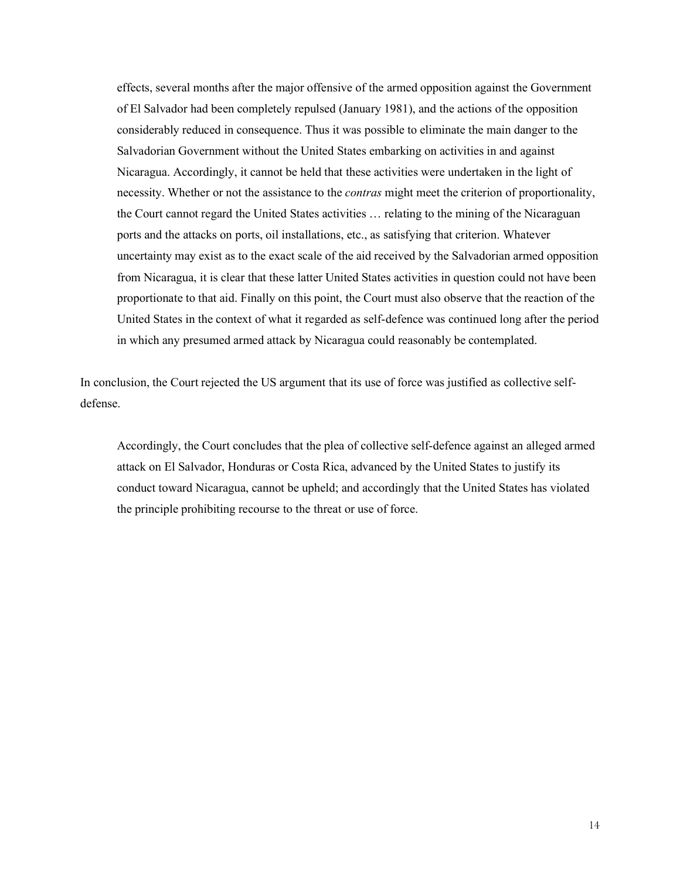> effects, several months after the major offensive of the armed opposition against the Government of El Salvador had been completely repulsed (January 1981), and the actions of the opposition considerably reduced in consequence. Thus it was possible to eliminate the main danger to the Salvadorian Government without the United States embarking on activities in and against Nicaragua. Accordingly, it cannot be held that these activities were undertaken in the light of necessity. Whether or not the assistance to the *contras* might meet the criterion of proportionality, the Court cannot regard the United States activities … relating to the mining of the Nicaraguan ports and the attacks on ports, oil installations, etc., as satisfying that criterion. Whatever uncertainty may exist as to the exact scale of the aid received by the Salvadorian armed opposition from Nicaragua, it is clear that these latter United States activities in question could not have been proportionate to that aid. Finally on this point, the Court must also observe that the reaction of the United States in the context of what it regarded as self-defence was continued long after the period in which any presumed armed attack by Nicaragua could reasonably be contemplated.

In conclusion, the Court rejected the US argument that its use of force was justified as collective self-defense.

> Accordingly, the Court concludes that the plea of collective self-defence against an alleged armed attack on El Salvador, Honduras or Costa Rica, advanced by the United States to justify its conduct toward Nicaragua, cannot be upheld; and accordingly that the United States has violated the principle prohibiting recourse to the threat or use of force.